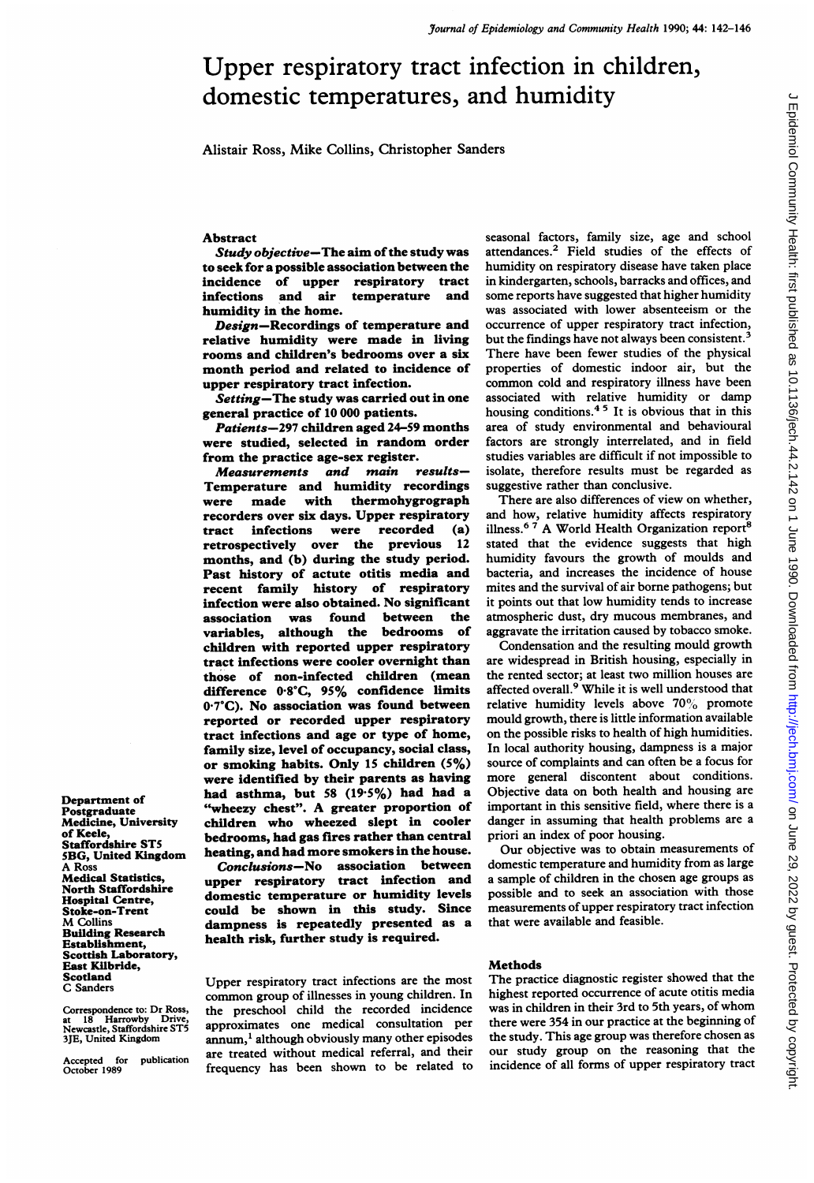# Upper respiratory tract infection in children, domestic temperatures, and humidity

Alistair Ross, Mike Collins, Christopher Sanders

## Abstract

***Study objective*—The aim of the study was to seek for a possible association between the incidence of upper respiratory tract infections and air temperature and humidity in the home.**

***Design*—Recordings of temperature and relative humidity were made in living rooms and children's bedrooms over a six month period and related to incidence of upper respiratory tract infection.**

***Setting*—The study was carried out in one general practice of 10 000 patients.**

***Patients*—297 children aged 24–59 months were studied, selected in random order from the practice age-sex register.**

***Measurements and main results*—Temperature and humidity recordings were made with thermohygrograph recorders over six days. Upper respiratory tract infections were recorded (a) retrospectively over the previous 12 months, and (b) during the study period. Past history of acute otitis media and recent family history of respiratory infection were also obtained. No significant association was found between the variables, although the bedrooms of children with reported upper respiratory tract infections were cooler overnight than those of non-infected children (mean difference 0·8°C, 95% confidence limits 0·7°C). No association was found between reported or recorded upper respiratory tract infections and age or type of home, family size, level of occupancy, social class, or smoking habits. Only 15 children (5%) were identified by their parents as having had asthma, but 58 (19·5%) had had a "wheezy chest". A greater proportion of children who wheezed slept in cooler bedrooms, had gas fires rather than central heating, and had more smokers in the house.**

***Conclusions*—No association between upper respiratory tract infection and domestic temperature or humidity levels could be shown in this study. Since dampness is repeatedly presented as a health risk, further study is required.**

Department of Postgraduate Medicine, University of Keele, Staffordshire ST5 5BG, United Kingdom
A Ross

Medical Statistics, North Staffordshire Hospital Centre, Stoke-on-Trent
M Collins

Building Research Establishment, Scottish Laboratory, East Kilbride, Scotland
C Sanders

Correspondence to: Dr Ross, at 18 Harrowby Drive, Newcastle, Staffordshire ST5 3JE, United Kingdom

Accepted for publication October 1989

Upper respiratory tract infections are the most common group of illnesses in young children. In the preschool child the recorded incidence approximates one medical consultation per annum,[1] although obviously many other episodes are treated without medical referral, and their frequency has been shown to be related to seasonal factors, family size, age and school attendances.[2] Field studies of the effects of humidity on respiratory disease have taken place in kindergarten, schools, barracks and offices, and some reports have suggested that higher humidity was associated with lower absenteeism or the occurrence of upper respiratory tract infection, but the findings have not always been consistent.[3] There have been fewer studies of the physical properties of domestic indoor air, but the common cold and respiratory illness have been associated with relative humidity or damp housing conditions.[4 5] It is obvious that in this area of study environmental and behavioural factors are strongly interrelated, and in field studies variables are difficult if not impossible to isolate, therefore results must be regarded as suggestive rather than conclusive.

There are also differences of view on whether, and how, relative humidity affects respiratory illness.[6 7] A World Health Organization report[8] stated that the evidence suggests that high humidity favours the growth of moulds and bacteria, and increases the incidence of house mites and the survival of air borne pathogens; but it points out that low humidity tends to increase atmospheric dust, dry mucous membranes, and aggravate the irritation caused by tobacco smoke.

Condensation and the resulting mould growth are widespread in British housing, especially in the rented sector; at least two million houses are affected overall.[9] While it is well understood that relative humidity levels above 70% promote mould growth, there is little information available on the possible risks to health of high humidities. In local authority housing, dampness is a major source of complaints and can often be a focus for more general discontent about conditions. Objective data on both health and housing are important in this sensitive field, where there is a danger in assuming that health problems are a priori an index of poor housing.

Our objective was to obtain measurements of domestic temperature and humidity from as large a sample of children in the chosen age groups as possible and to seek an association with those measurements of upper respiratory tract infection that were available and feasible.

## Methods

The practice diagnostic register showed that the highest reported occurrence of acute otitis media was in children in their 3rd to 5th years, of whom there were 354 in our practice at the beginning of the study. This age group was therefore chosen as our study group on the reasoning that the incidence of all forms of upper respiratory tract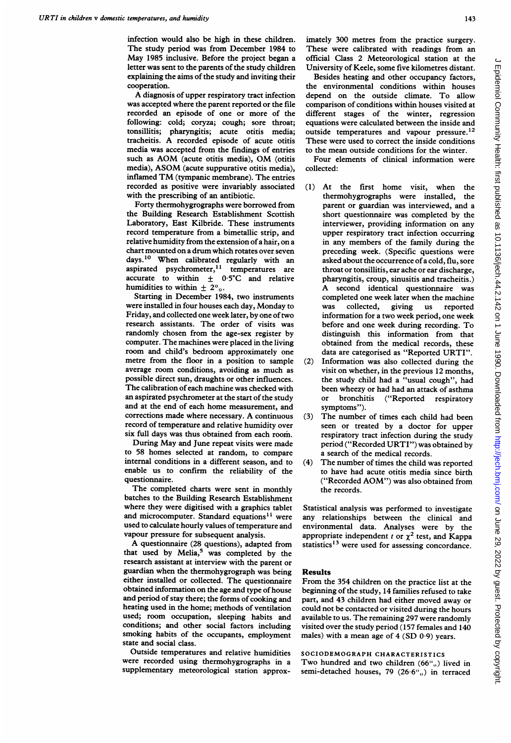infection would also be high in these children. The study period was from December 1984 to May 1985 inclusive. Before the project began a letter was sent to the parents of the study children explaining the aims of the study and inviting their cooperation.

A diagnosis of upper respiratory tract infection was accepted where the parent reported or the file recorded an episode of one or more of the following: cold; coryza; cough; sore throat; tonsillitis; pharyngitis; acute otitis media; tracheitis. A recorded episode of acute otitis media was accepted from the findings of entries such as AOM (acute otitis media), OM (otitis media), ASOM (acute suppurative otitis media), inflamed TM (tympanic membrane). The entries recorded as positive were invariably associated with the prescribing of an antibiotic.

Forty thermohygrographs were borrowed from the Building Research Establishment Scottish Laboratory, East Kilbride. These instruments record temperature from a bimetallic strip, and relative humidity from the extension of a hair, on a chart mounted on a drum which rotates over seven days.[10] When calibrated regularly with an aspirated psychrometer,[11] temperatures are accurate to within $\pm$ 0·5°C and relative humidities to within $\pm$ 2%.

Starting in December 1984, two instruments were installed in four houses each day, Monday to Friday, and collected one week later, by one of two research assistants. The order of visits was randomly chosen from the age-sex register by computer. The machines were placed in the living room and child's bedroom approximately one metre from the floor in a position to sample average room conditions, avoiding as much as possible direct sun, draughts or other influences. The calibration of each machine was checked with an aspirated psychrometer at the start of the study and at the end of each home measurement, and corrections made where necessary. A continuous record of temperature and relative humidity over six full days was thus obtained from each room.

During May and June repeat visits were made to 58 homes selected at random, to compare internal conditions in a different season, and to enable us to confirm the reliability of the questionnaire.

The completed charts were sent in monthly batches to the Building Research Establishment where they were digitised with a graphics tablet and microcomputer. Standard equations[11] were used to calculate hourly values of temperature and vapour pressure for subsequent analysis.

A questionnaire (28 questions), adapted from that used by Melia,[5] was completed by the research assistant at interview with the parent or guardian when the thermohygrograph was being either installed or collected. The questionnaire obtained information on the age and type of house and period of stay there; the forms of cooking and heating used in the home; methods of ventilation used; room occupation, sleeping habits and conditions; and other social factors including smoking habits of the occupants, employment state and social class.

Outside temperatures and relative humidities were recorded using thermohygrographs in a supplementary meteorological station approximately 300 metres from the practice surgery. These were calibrated with readings from an official Class 2 Meteorological station at the University of Keele, some five kilometres distant.

Besides heating and other occupancy factors, the environmental conditions within houses depend on the outside climate. To allow comparison of conditions within houses visited at different stages of the winter, regression equations were calculated between the inside and outside temperatures and vapour pressure.[12] These were used to correct the inside conditions to the mean outside conditions for the winter.

Four elements of clinical information were collected:

(1) At the first home visit, when the thermohygrographs were installed, the parent or guardian was interviewed, and a short questionnaire was completed by the interviewer, providing information on any upper respiratory tract infection occurring in any members of the family during the preceding week. (Specific questions were asked about the occurrence of a cold, flu, sore throat or tonsillitis, ear ache or ear discharge, pharyngitis, croup, sinusitis and tracheitis.) A second identical questionnaire was completed one week later when the machine was collected, giving us reported information for a two week period, one week before and one week during recording. To distinguish this information from that obtained from the medical records, these data are categorised as "Reported URTI".

(2) Information was also collected during the visit on whether, in the previous 12 months, the study child had a "usual cough", had been wheezy or had had an attack of asthma or bronchitis ("Reported respiratory symptoms").

(3) The number of times each child had been seen or treated by a doctor for upper respiratory tract infection during the study period ("Recorded URTI") was obtained by a search of the medical records.

(4) The number of times the child was reported to have had acute otitis media since birth ("Recorded AOM") was also obtained from the records.

Statistical analysis was performed to investigate any relationships between the clinical and environmental data. Analyses were by the appropriate independent $t$ or $\chi^2$ test, and Kappa statistics[13] were used for assessing concordance.

## Results

From the 354 children on the practice list at the beginning of the study, 14 families refused to take part, and 43 children had either moved away or could not be contacted or visited during the hours available to us. The remaining 297 were randomly visited over the study period (157 females and 140 males) with a mean age of 4 (SD 0·9) years.

### SOCIODEMOGRAPH CHARACTERISTICS

Two hundred and two children (66%) lived in semi-detached houses, 79 (26·6%) in terraced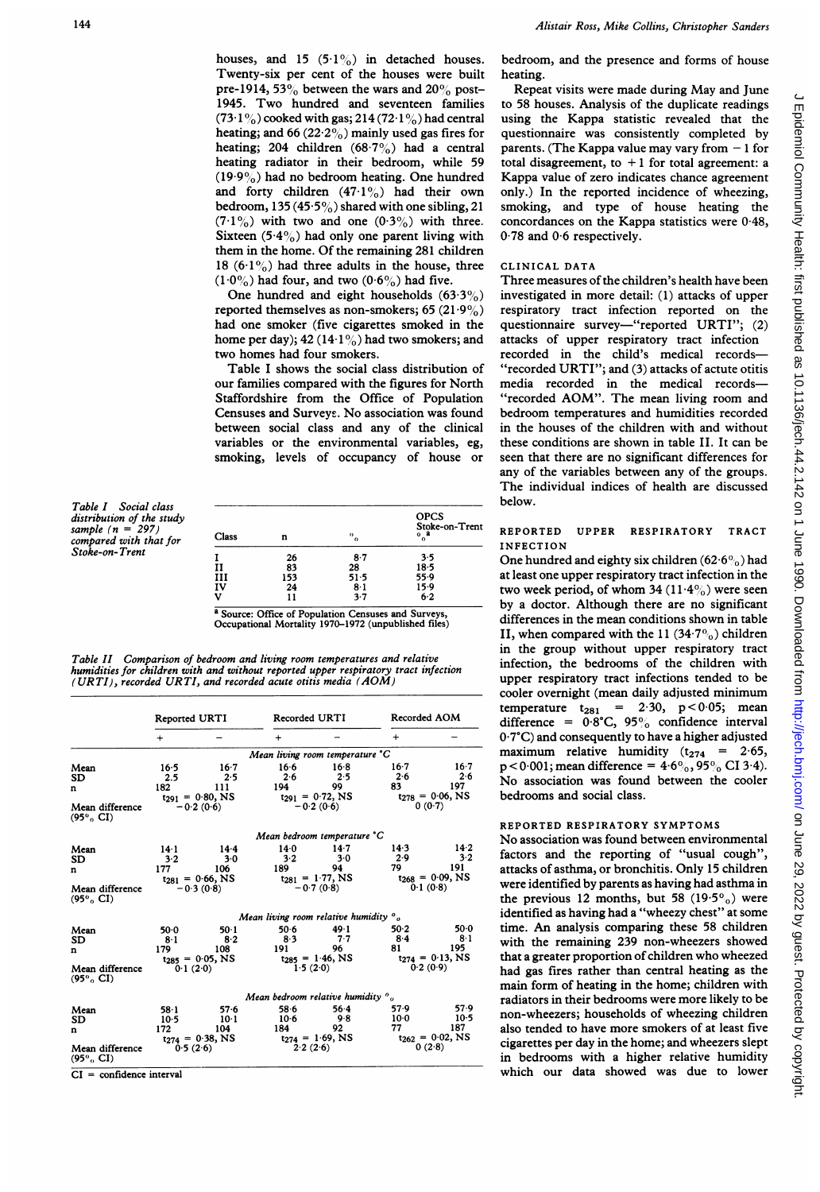houses, and 15 (5·1%) in detached houses. Twenty-six per cent of the houses were built pre-1914, 53% between the wars and 20% post-1945. Two hundred and seventeen families (73·1%) cooked with gas; 214 (72·1%) had central heating; and 66 (22·2%) mainly used gas fires for heating; 204 children (68·7%) had a central heating radiator in their bedroom, while 59 (19·9%) had no bedroom heating. One hundred and forty children (47·1%) had their own bedroom, 135 (45·5%) shared with one sibling, 21 (7·1%) with two and one (0·3%) with three. Sixteen (5·4%) had only one parent living with them in the home. Of the remaining 281 children 18 (6·1%) had three adults in the house, three (1·0%) had four, and two (0·6%) had five.

One hundred and eight households (63·3%) reported themselves as non-smokers; 65 (21·9%) had one smoker (five cigarettes smoked in the home per day); 42 (14·1%) had two smokers; and two homes had four smokers.

Table I shows the social class distribution of our families compared with the figures for North Staffordshire from the Office of Population Censuses and Surveys. No association was found between social class and any of the clinical variables or the environmental variables, eg, smoking, levels of occupancy of house or bedroom, and the presence and forms of house heating.

Repeat visits were made during May and June to 58 houses. Analysis of the duplicate readings using the Kappa statistic revealed that the questionnaire was consistently completed by parents. (The Kappa value may vary from −1 for total disagreement, to +1 for total agreement: a Kappa value of zero indicates chance agreement only.) In the reported incidence of wheezing, smoking, and type of house heating the concordances on the Kappa statistics were 0·48, 0·78 and 0·6 respectively.

*Table I Social class distribution of the study sample (n = 297) compared with that for Stoke-on-Trent*

| Class | n | % | OPCS Stoke-on-Trent %[a] |
|---|---|---|---|
| I | 26 | 8·7 | 3·5 |
| II | 83 | 28 | 18·5 |
| III | 153 | 51·5 | 55·9 |
| IV | 24 | 8·1 | 15·9 |
| V | 11 | 3·7 | 6·2 |

[a] Source: Office of Population Censuses and Surveys, Occupational Mortality 1970–1972 (unpublished files)

*Table II Comparison of bedroom and living room temperatures and relative humidities for children with and without reported upper respiratory tract infection (URTI), recorded URTI, and recorded acute otitis media (AOM)*

| | Reported URTI | | Recorded URTI | | Recorded AOM | |
|---|---|---|---|---|---|---|
| | + | − | + | − | + | − |
| *Mean living room temperature °C* | | | | | | |
| Mean | 16·5 | 16·7 | 16·6 | 16·8 | 16·7 | 16·7 |
| SD | 2.5 | 2·5 | 2·6 | 2·5 | 2·6 | 2·6 |
| n | 182 | 111 | 194 | 99 | 83 | 197 |
| | $t_{291}$ = 0·80, NS | | $t_{291}$ = 0·72, NS | | $t_{278}$ = 0·06, NS | |
| Mean difference (95% CI) | −0·2 (0·6) | | −0·2 (0·6) | | 0 (0·7) | |
| *Mean bedroom temperature °C* | | | | | | |
| Mean | 14·1 | 14·4 | 14·0 | 14·7 | 14·3 | 14·2 |
| SD | 3·2 | 3·0 | 3·2 | 3·0 | 2·9 | 3·2 |
| n | 177 | 106 | 189 | 94 | 79 | 191 |
| | $t_{281}$ = 0·66, NS | | $t_{281}$ = 1·77, NS | | $t_{268}$ = 0·09, NS | |
| Mean difference (95% CI) | −0·3 (0·8) | | −0·7 (0·8) | | 0·1 (0·8) | |
| *Mean living room relative humidity %* | | | | | | |
| Mean | 50·0 | 50·1 | 50·6 | 49·1 | 50·2 | 50·0 |
| SD | 8·1 | 8·2 | 8·3 | 7·7 | 8·4 | 8·1 |
| n | 179 | 108 | 191 | 96 | 81 | 195 |
| | $t_{285}$ = 0·05, NS | | $t_{285}$ = 1·46, NS | | $t_{274}$ = 0·13, NS | |
| Mean difference (95% CI) | 0·1 (2·0) | | 1·5 (2·0) | | 0·2 (0·9) | |
| *Mean bedroom relative humidity %* | | | | | | |
| Mean | 58·1 | 57·6 | 58·6 | 56·4 | 57·9 | 57·9 |
| SD | 10·5 | 10·1 | 10·6 | 9·8 | 10·0 | 10·5 |
| n | 172 | 104 | 184 | 92 | 77 | 187 |
| | $t_{274}$ = 0·38, NS | | $t_{274}$ = 1·69, NS | | $t_{262}$ = 0·02, NS | |
| Mean difference (95% CI) | 0·5 (2·6) | | 2·2 (2·6) | | 0 (2·8) | |

CI = confidence interval

### CLINICAL DATA

Three measures of the children's health have been investigated in more detail: (1) attacks of upper respiratory tract infection reported on the questionnaire survey—"reported URTI"; (2) attacks of upper respiratory tract infection recorded in the child's medical records—"recorded URTI"; and (3) attacks of acute otitis media recorded in the medical records—"recorded AOM". The mean living room and bedroom temperatures and humidities recorded in the houses of the children with and without these conditions are shown in table II. It can be seen that there are no significant differences for any of the variables between any of the groups. The individual indices of health are discussed below.

### REPORTED UPPER RESPIRATORY TRACT INFECTION

One hundred and eighty six children (62·6%) had at least one upper respiratory tract infection in the two week period, of whom 34 (11·4%) were seen by a doctor. Although there are no significant differences in the mean conditions shown in table II, when compared with the 11 (34·7%) children in the group without upper respiratory tract infection, the bedrooms of the children with upper respiratory tract infections tended to be cooler overnight (mean daily adjusted minimum temperature $t_{281}$ = 2·30, $p < 0·05$; mean difference = 0·8°C, 95% confidence interval 0·7°C) and consequently to have a higher adjusted maximum relative humidity ($t_{274}$ = 2·65, $p < 0·001$; mean difference = 4·6%, 95% CI 3·4). No association was found between the cooler bedrooms and social class.

### REPORTED RESPIRATORY SYMPTOMS

No association was found between environmental factors and the reporting of "usual cough", attacks of asthma, or bronchitis. Only 15 children were identified by parents as having had asthma in the previous 12 months, but 58 (19·5%) were identified as having had a "wheezy chest" at some time. An analysis comparing these 58 children with the remaining 239 non-wheezers showed that a greater proportion of children who wheezed had gas fires rather than central heating as the main form of heating in the home; children with radiators in their bedrooms were more likely to be non-wheezers; households of wheezing children also tended to have more smokers of at least five cigarettes per day in the home; and wheezers slept in bedrooms with a higher relative humidity which our data showed was due to lower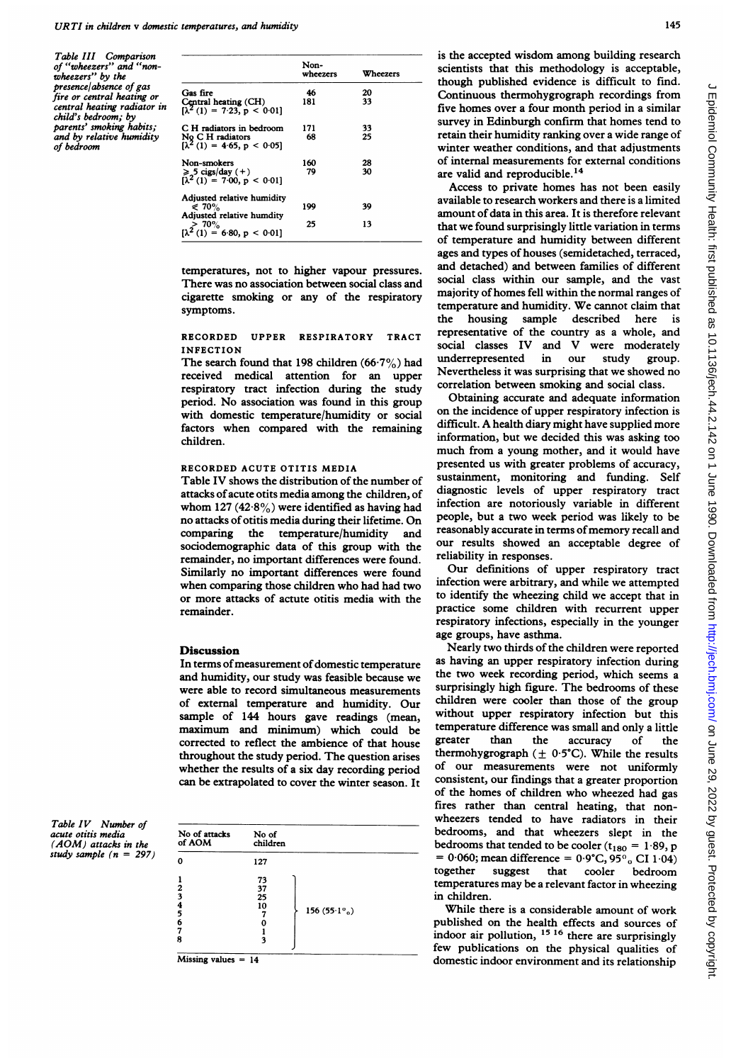Table III Comparison of "wheezers" and "non-wheezers" by the presence/absence of gas fire or central heating or central heating radiator in child's bedroom; by parents' smoking habits; and by relative humidity of bedroom

| | Non-wheezers | Wheezers |
|---|---|---|
| Gas fire | 46 | 20 |
| Central heating (CH) | 181 | 33 |
| [$\chi^2$ (1) = 7·23, p < 0·01] | | |
| C H radiators in bedroom | 171 | 33 |
| No C H radiators | 68 | 25 |
| [$\chi^2$ (1) = 4·65, p < 0·05] | | |
| Non-smokers | 160 | 28 |
| ≥ 5 cigs/day (+) | 79 | 30 |
| [$\chi^2$ (1) = 7·00, p < 0·01] | | |
| Adjusted relative humidity ≤ 70% | 199 | 39 |
| Adjusted relative humdity > 70% | 25 | 13 |
| [$\chi^2$ (1) = 6·80, p < 0·01] | | |

temperatures, not to higher vapour pressures. There was no association between social class and cigarette smoking or any of the respiratory symptoms.

### RECORDED UPPER RESPIRATORY TRACT INFECTION

The search found that 198 children (66·7%) had received medical attention for an upper respiratory tract infection during the study period. No association was found in this group with domestic temperature/humidity or social factors when compared with the remaining children.

### RECORDED ACUTE OTITIS MEDIA

Table IV shows the distribution of the number of attacks of acute otits media among the children, of whom 127 (42·8%) were identified as having had no attacks of otitis media during their lifetime. On comparing the temperature/humidity and sociodemographic data of this group with the remainder, no important differences were found. Similarly no important differences were found when comparing those children who had had two or more attacks of actute otitis media with the remainder.

## Discussion

In terms of measurement of domestic temperature and humidity, our study was feasible because we were able to record simultaneous measurements of external temperature and humidity. Our sample of 144 hours gave readings (mean, maximum and minimum) which could be corrected to reflect the ambience of that house throughout the study period. The question arises whether the results of a six day recording period can be extrapolated to cover the winter season. It is the accepted wisdom among building research scientists that this methodology is acceptable, though published evidence is difficult to find. Continuous thermohygrograph recordings from five homes over a four month period in a similar survey in Edinburgh confirm that homes tend to retain their humidity ranking over a wide range of winter weather conditions, and that adjustments of internal measurements for external conditions are valid and reproducible.[14]

Access to private homes has not been easily available to research workers and there is a limited amount of data in this area. It is therefore relevant that we found surprisingly little variation in terms of temperature and humidity between different ages and types of houses (semidetached, terraced, and detached) and between families of different social class within our sample, and the vast majority of homes fell within the normal ranges of temperature and humidity. We cannot claim that the housing sample described here is representative of the country as a whole, and social classes IV and V were moderately underrepresented in our study group. Nevertheless it was surprising that we showed no correlation between smoking and social class.

Obtaining accurate and adequate information on the incidence of upper respiratory infection is difficult. A health diary might have supplied more information, but we decided this was asking too much from a young mother, and it would have presented us with greater problems of accuracy, sustainment, monitoring and funding. Self diagnostic levels of upper respiratory tract infection are notoriously variable in different people, but a two week period was likely to be reasonably accurate in terms of memory recall and our results showed an acceptable degree of reliability in responses.

Our definitions of upper respiratory tract infection were arbitrary, and while we attempted to identify the wheezing child we accept that in practice some children with recurrent upper respiratory infections, especially in the younger age groups, have asthma.

Nearly two thirds of the children were reported as having an upper respiratory infection during the two week recording period, which seems a surprisingly high figure. The bedrooms of these children were cooler than those of the group without upper respiratory infection but this temperature difference was small and only a little greater than the accuracy of the thermohygrograph (± 0·5°C). While the results of our measurements were not uniformly consistent, our findings that a greater proportion of the homes of children who wheezed had gas fires rather than central heating, that non-wheezers tended to have radiators in their bedrooms, and that wheezers slept in the bedrooms that tended to be cooler ($t_{180}$ = 1·89, p = 0·060; mean difference = 0·9°C, 95% CI 1·04) together suggest that cooler bedroom temperatures may be a relevant factor in wheezing in children.

While there is a considerable amount of work published on the health effects and sources of indoor air pollution,[15 16] there are surprisingly few publications on the physical qualities of domestic indoor environment and its relationship

Table IV Number of acute otitis media (AOM) attacks in the study sample (n = 297)

| No of attacks of AOM | No of children | |
|---|---|---|
| 0 | 127 | |
| 1 | 73 | 156 (55·1%) |
| 2 | 37 | |
| 3 | 25 | |
| 4 | 10 | |
| 5 | 7 | |
| 6 | 0 | |
| 7 | 1 | |
| 8 | 3 | |

Missing values = 14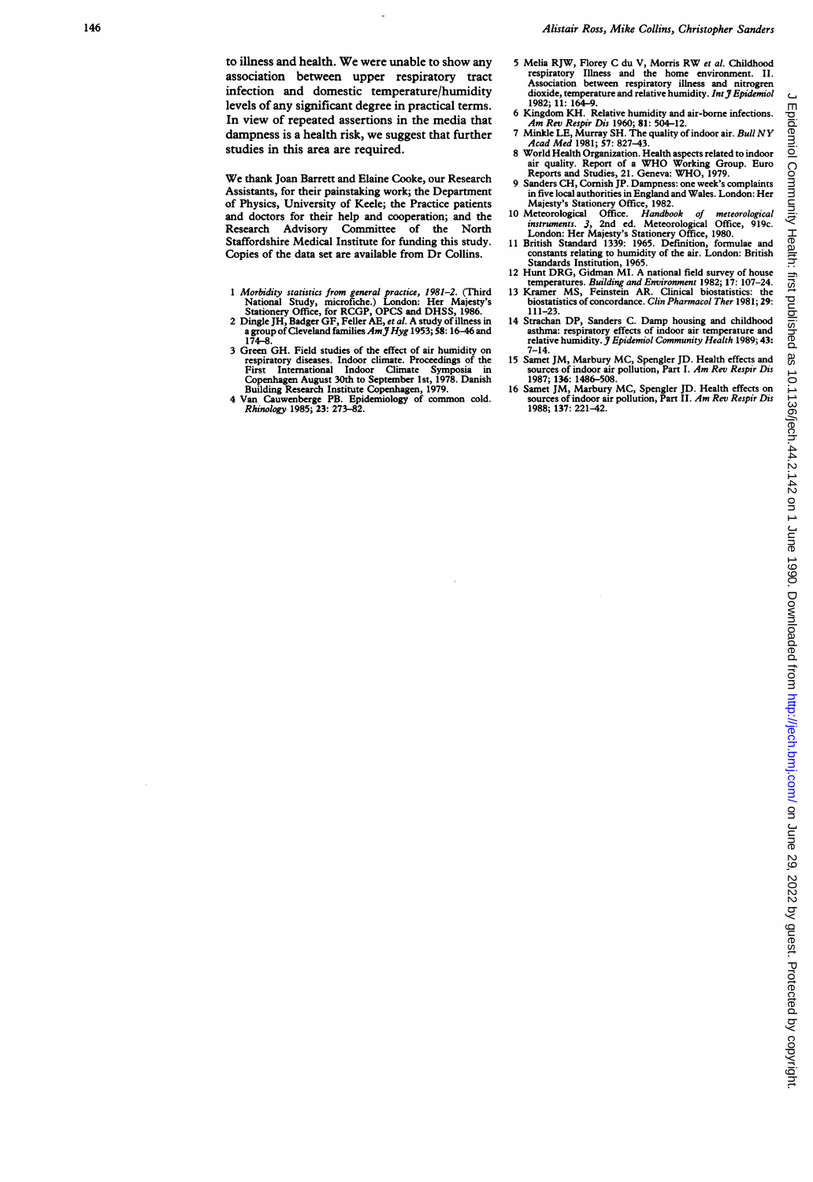to illness and health. We were unable to show any association between upper respiratory tract infection and domestic temperature/humidity levels of any significant degree in practical terms. In view of repeated assertions in the media that dampness is a health risk, we suggest that further studies in this area are required.

We thank Joan Barrett and Elaine Cooke, our Research Assistants, for their painstaking work; the Department of Physics, University of Keele; the Practice patients and doctors for their help and cooperation; and the Research Advisory Committee of the North Staffordshire Medical Institute for funding this study. Copies of the data set are available from Dr Collins.

1 *Morbidity statistics from general practice, 1981–2.* (Third National Study, microfiche.) London: Her Majesty's Stationery Office, for RCGP, OPCS and DHSS, 1986.
2 Dingle JH, Badger GF, Feller AE, *et al.* A study of illness in a group of Cleveland families *Am J Hyg* 1953; **58**: 16–46 and 174–8.
3 Green GH. Field studies of the effect of air humidity on respiratory diseases. Indoor climate. Proceedings of the First International Indoor Climate Symposia in Copenhagen August 30th to September 1st, 1978. Danish Building Research Institute Copenhagen, 1979.
4 Van Cauwenberge PB. Epidemiology of common cold. *Rhinology* 1985; **23**: 273–82.
5 Melia RJW, Florey C du V, Morris RW *et al.* Childhood respiratory Illness and the home environment. II. Association between respiratory illness and nitrogren dioxide, temperature and relative humidity. *Int J Epidemiol* 1982; **11**: 164–9.
6 Kingdom KH. Relative humidity and air-borne infections. *Am Rev Respir Dis* 1960; **81**: 504–12.
7 Minkle LE, Murray SH. The quality of indoor air. *Bull NY Acad Med* 1981; **57**: 827–43.
8 World Health Organization. Health aspects related to indoor air quality. Report of a WHO Working Group. Euro Reports and Studies, 21. Geneva: WHO, 1979.
9 Sanders CH, Cornish JP. Dampness: one week's complaints in five local authorities in England and Wales. London: Her Majesty's Stationery Office, 1982.
10 Meteorological Office. *Handbook of meteorological instruments. 3,* 2nd ed. Meteorological Office, 919c. London: Her Majesty's Stationery Office, 1980.
11 British Standard 1339: 1965. Definition, formulae and constants relating to humidity of the air. London: British Standards Institution, 1965.
12 Hunt DRG, Gidman MI. A national field survey of house temperatures. *Building and Environment* 1982; **17**: 107–24.
13 Kramer MS, Feinstein AR. Clinical biostatistics: the biostatistics of concordance. *Clin Pharmacol Ther* 1981; **29**: 111–23.
14 Strachan DP, Sanders C. Damp housing and childhood asthma: respiratory effects of indoor air temperature and relative humidity. *J Epidemiol Community Health* 1989; **43**: 7–14.
15 Samet JM, Marbury MC, Spengler JD. Health effects and sources of indoor air pollution, Part I. *Am Rev Respir Dis* 1987; **136**: 1486–508.
16 Samet JM, Marbury MC, Spengler JD. Health effects on sources of indoor air pollution, Part II. *Am Rev Respir Dis* 1988; **137**: 221–42.